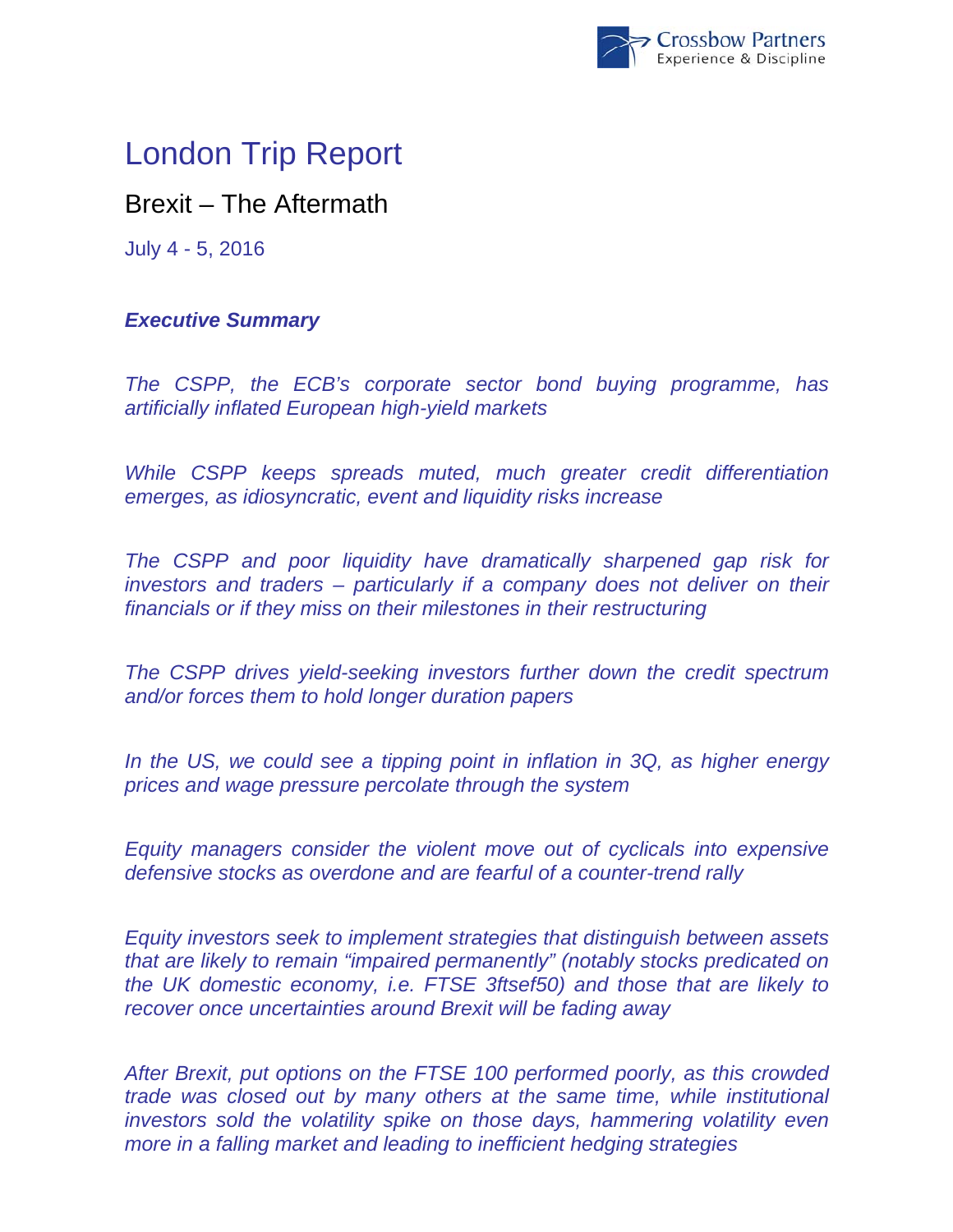# London Trip Report

## Brexit – The Aftermath

July 4 - 5, 2016

***Executive Summary***

*The CSPP, the ECB's corporate sector bond buying programme, has artificially inflated European high-yield markets*

*While CSPP keeps spreads muted, much greater credit differentiation emerges, as idiosyncratic, event and liquidity risks increase*

*The CSPP and poor liquidity have dramatically sharpened gap risk for investors and traders – particularly if a company does not deliver on their financials or if they miss on their milestones in their restructuring*

*The CSPP drives yield-seeking investors further down the credit spectrum and/or forces them to hold longer duration papers*

*In the US, we could see a tipping point in inflation in 3Q, as higher energy prices and wage pressure percolate through the system*

*Equity managers consider the violent move out of cyclicals into expensive defensive stocks as overdone and are fearful of a counter-trend rally*

*Equity investors seek to implement strategies that distinguish between assets that are likely to remain "impaired permanently" (notably stocks predicated on the UK domestic economy, i.e. FTSE 3ftsef50) and those that are likely to recover once uncertainties around Brexit will be fading away*

*After Brexit, put options on the FTSE 100 performed poorly, as this crowded trade was closed out by many others at the same time, while institutional investors sold the volatility spike on those days, hammering volatility even more in a falling market and leading to inefficient hedging strategies*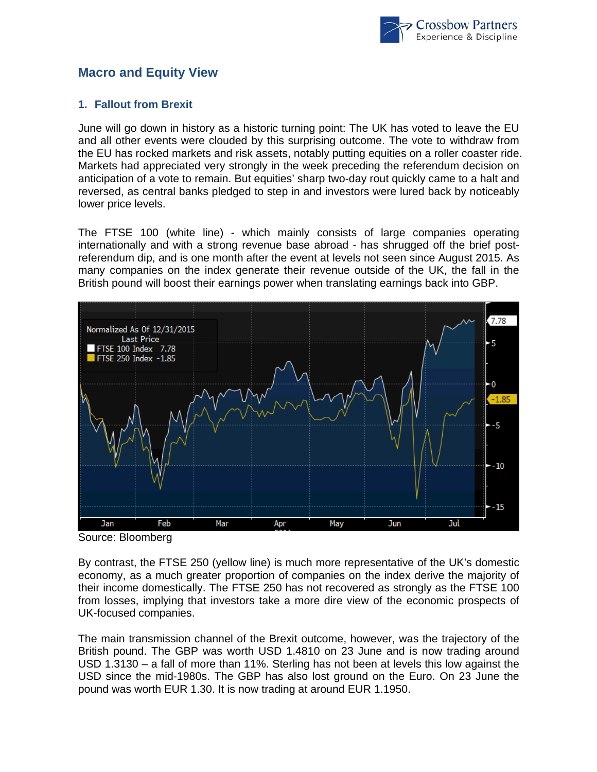## Macro and Equity View

### 1. Fallout from Brexit

June will go down in history as a historic turning point: The UK has voted to leave the EU and all other events were clouded by this surprising outcome. The vote to withdraw from the EU has rocked markets and risk assets, notably putting equities on a roller coaster ride. Markets had appreciated very strongly in the week preceding the referendum decision on anticipation of a vote to remain. But equities' sharp two-day rout quickly came to a halt and reversed, as central banks pledged to step in and investors were lured back by noticeably lower price levels.

The FTSE 100 (white line) - which mainly consists of large companies operating internationally and with a strong revenue base abroad - has shrugged off the brief post-referendum dip, and is one month after the event at levels not seen since August 2015. As many companies on the index generate their revenue outside of the UK, the fall in the British pound will boost their earnings power when translating earnings back into GBP.

Source: Bloomberg

By contrast, the FTSE 250 (yellow line) is much more representative of the UK's domestic economy, as a much greater proportion of companies on the index derive the majority of their income domestically. The FTSE 250 has not recovered as strongly as the FTSE 100 from losses, implying that investors take a more dire view of the economic prospects of UK-focused companies.

The main transmission channel of the Brexit outcome, however, was the trajectory of the British pound. The GBP was worth USD 1.4810 on 23 June and is now trading around USD 1.3130 – a fall of more than 11%. Sterling has not been at levels this low against the USD since the mid-1980s. The GBP has also lost ground on the Euro. On 23 June the pound was worth EUR 1.30. It is now trading at around EUR 1.1950.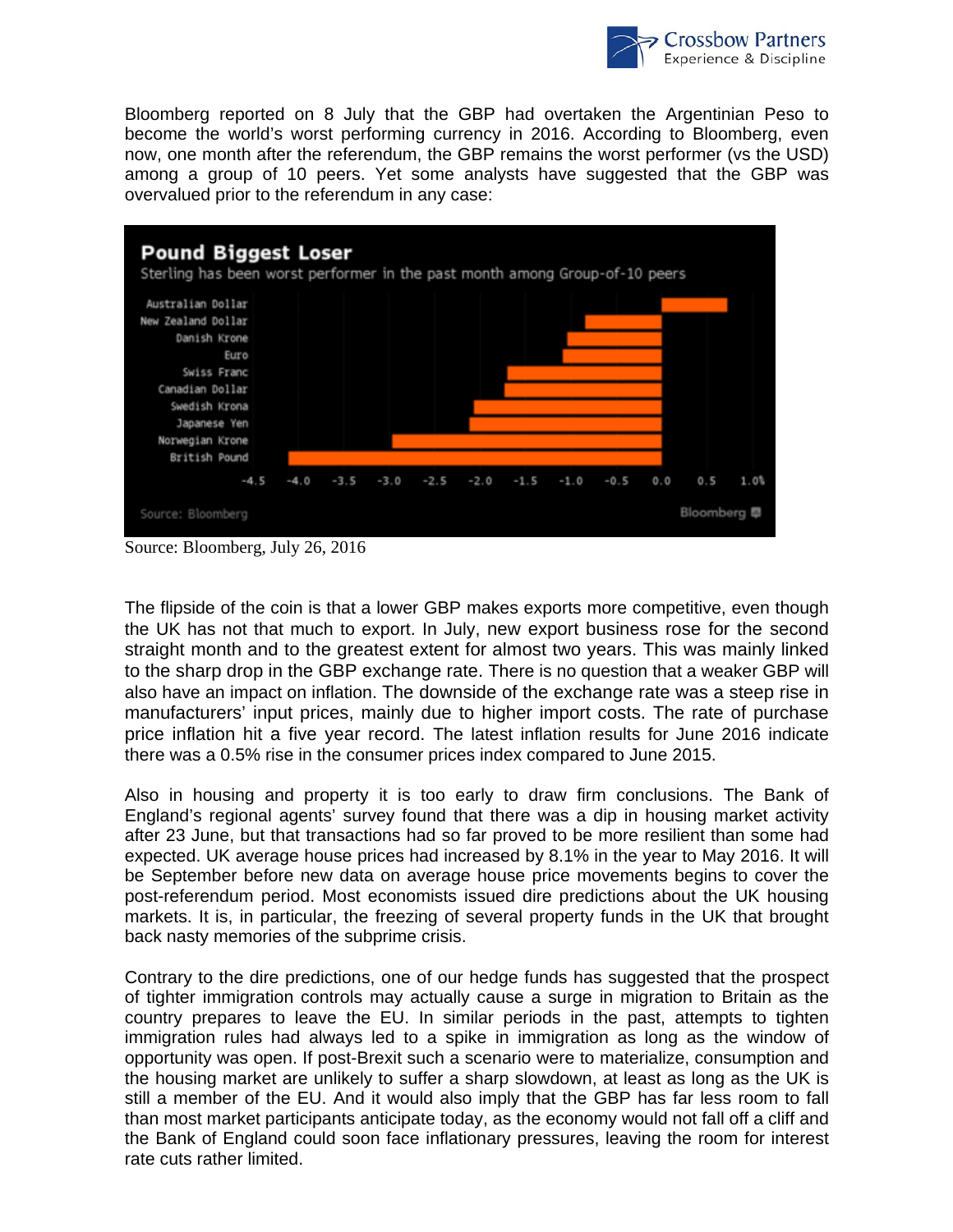Bloomberg reported on 8 July that the GBP had overtaken the Argentinian Peso to become the world's worst performing currency in 2016. According to Bloomberg, even now, one month after the referendum, the GBP remains the worst performer (vs the USD) among a group of 10 peers. Yet some analysts have suggested that the GBP was overvalued prior to the referendum in any case:

**Pound Biggest Loser**

Sterling has been worst performer in the past month among Group-of-10 peers

Source: Bloomberg, July 26, 2016

The flipside of the coin is that a lower GBP makes exports more competitive, even though the UK has not that much to export. In July, new export business rose for the second straight month and to the greatest extent for almost two years. This was mainly linked to the sharp drop in the GBP exchange rate. There is no question that a weaker GBP will also have an impact on inflation. The downside of the exchange rate was a steep rise in manufacturers' input prices, mainly due to higher import costs. The rate of purchase price inflation hit a five year record. The latest inflation results for June 2016 indicate there was a 0.5% rise in the consumer prices index compared to June 2015.

Also in housing and property it is too early to draw firm conclusions. The Bank of England's regional agents' survey found that there was a dip in housing market activity after 23 June, but that transactions had so far proved to be more resilient than some had expected. UK average house prices had increased by 8.1% in the year to May 2016. It will be September before new data on average house price movements begins to cover the post-referendum period. Most economists issued dire predictions about the UK housing markets. It is, in particular, the freezing of several property funds in the UK that brought back nasty memories of the subprime crisis.

Contrary to the dire predictions, one of our hedge funds has suggested that the prospect of tighter immigration controls may actually cause a surge in migration to Britain as the country prepares to leave the EU. In similar periods in the past, attempts to tighten immigration rules had always led to a spike in immigration as long as the window of opportunity was open. If post-Brexit such a scenario were to materialize, consumption and the housing market are unlikely to suffer a sharp slowdown, at least as long as the UK is still a member of the EU. And it would also imply that the GBP has far less room to fall than most market participants anticipate today, as the economy would not fall off a cliff and the Bank of England could soon face inflationary pressures, leaving the room for interest rate cuts rather limited.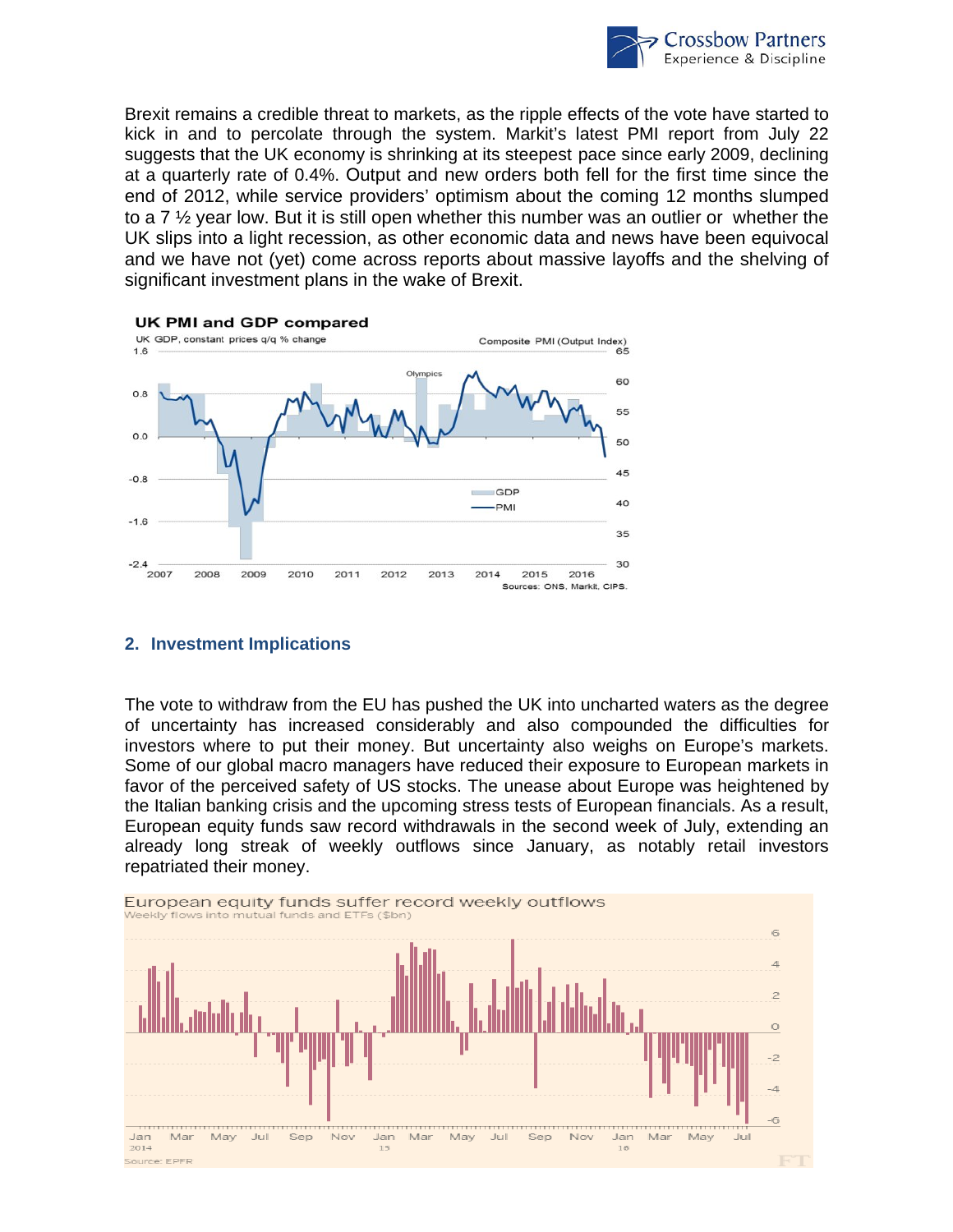Brexit remains a credible threat to markets, as the ripple effects of the vote have started to kick in and to percolate through the system. Markit's latest PMI report from July 22 suggests that the UK economy is shrinking at its steepest pace since early 2009, declining at a quarterly rate of 0.4%. Output and new orders both fell for the first time since the end of 2012, while service providers' optimism about the coming 12 months slumped to a 7 ½ year low. But it is still open whether this number was an outlier or whether the UK slips into a light recession, as other economic data and news have been equivocal and we have not (yet) come across reports about massive layoffs and the shelving of significant investment plans in the wake of Brexit.

**UK PMI and GDP compared**

UK GDP, constant prices q/q % change — Composite PMI (Output Index)

Sources: ONS, Markit, CIPS.

## 2. Investment Implications

The vote to withdraw from the EU has pushed the UK into uncharted waters as the degree of uncertainty has increased considerably and also compounded the difficulties for investors where to put their money. But uncertainty also weighs on Europe's markets. Some of our global macro managers have reduced their exposure to European markets in favor of the perceived safety of US stocks. The unease about Europe was heightened by the Italian banking crisis and the upcoming stress tests of European financials. As a result, European equity funds saw record withdrawals in the second week of July, extending an already long streak of weekly outflows since January, as notably retail investors repatriated their money.

**European equity funds suffer record weekly outflows**

Weekly flows into mutual funds and ETFs ($bn)

Source: EPFR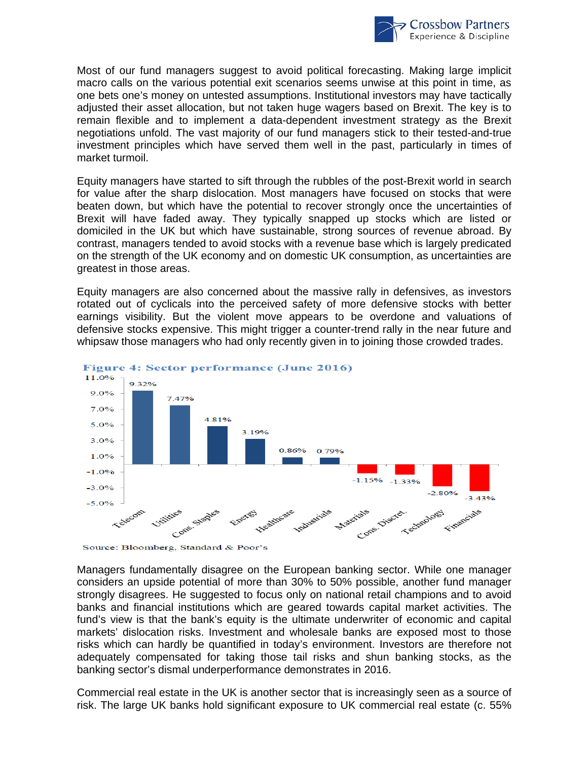Most of our fund managers suggest to avoid political forecasting. Making large implicit macro calls on the various potential exit scenarios seems unwise at this point in time, as one bets one's money on untested assumptions. Institutional investors may have tactically adjusted their asset allocation, but not taken huge wagers based on Brexit. The key is to remain flexible and to implement a data-dependent investment strategy as the Brexit negotiations unfold. The vast majority of our fund managers stick to their tested-and-true investment principles which have served them well in the past, particularly in times of market turmoil.

Equity managers have started to sift through the rubbles of the post-Brexit world in search for value after the sharp dislocation. Most managers have focused on stocks that were beaten down, but which have the potential to recover strongly once the uncertainties of Brexit will have faded away. They typically snapped up stocks which are listed or domiciled in the UK but which have sustainable, strong sources of revenue abroad. By contrast, managers tended to avoid stocks with a revenue base which is largely predicated on the strength of the UK economy and on domestic UK consumption, as uncertainties are greatest in those areas.

Equity managers are also concerned about the massive rally in defensives, as investors rotated out of cyclicals into the perceived safety of more defensive stocks with better earnings visibility. But the violent move appears to be overdone and valuations of defensive stocks expensive. This might trigger a counter-trend rally in the near future and whipsaw those managers who had only recently given in to joining those crowded trades.

**Figure 4: Sector performance (June 2016)**

| Sector | Performance |
|---|---|
| Telecom | 9.32% |
| Utilities | 7.47% |
| Cons. Staples | 4.81% |
| Energy | 3.19% |
| Healthcare | 0.86% |
| Industrials | 0.79% |
| Materials | -1.15% |
| Cons. Discret. | -1.33% |
| Technology | -2.80% |
| Financials | -3.43% |

Source: Bloomberg, Standard & Poor's

Managers fundamentally disagree on the European banking sector. While one manager considers an upside potential of more than 30% to 50% possible, another fund manager strongly disagrees. He suggested to focus only on national retail champions and to avoid banks and financial institutions which are geared towards capital market activities. The fund's view is that the bank's equity is the ultimate underwriter of economic and capital markets' dislocation risks. Investment and wholesale banks are exposed most to those risks which can hardly be quantified in today's environment. Investors are therefore not adequately compensated for taking those tail risks and shun banking stocks, as the banking sector's dismal underperformance demonstrates in 2016.

Commercial real estate in the UK is another sector that is increasingly seen as a source of risk. The large UK banks hold significant exposure to UK commercial real estate (c. 55%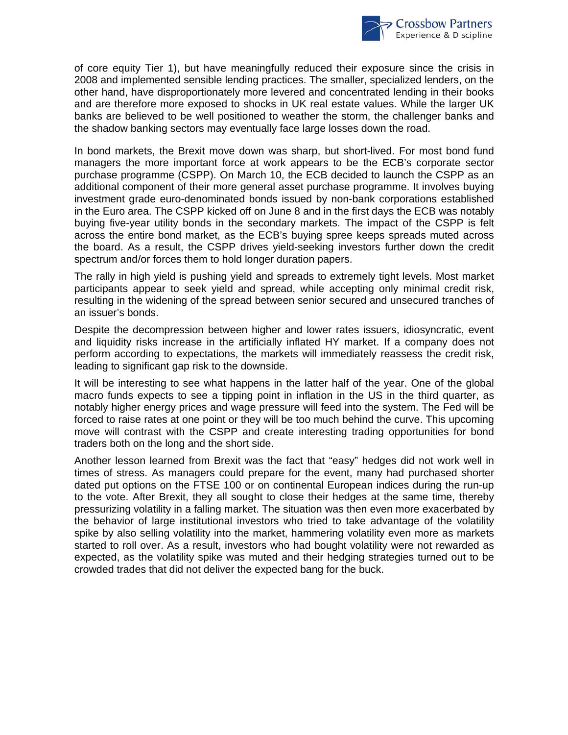of core equity Tier 1), but have meaningfully reduced their exposure since the crisis in 2008 and implemented sensible lending practices. The smaller, specialized lenders, on the other hand, have disproportionately more levered and concentrated lending in their books and are therefore more exposed to shocks in UK real estate values. While the larger UK banks are believed to be well positioned to weather the storm, the challenger banks and the shadow banking sectors may eventually face large losses down the road.

In bond markets, the Brexit move down was sharp, but short-lived. For most bond fund managers the more important force at work appears to be the ECB's corporate sector purchase programme (CSPP). On March 10, the ECB decided to launch the CSPP as an additional component of their more general asset purchase programme. It involves buying investment grade euro-denominated bonds issued by non-bank corporations established in the Euro area. The CSPP kicked off on June 8 and in the first days the ECB was notably buying five-year utility bonds in the secondary markets. The impact of the CSPP is felt across the entire bond market, as the ECB's buying spree keeps spreads muted across the board. As a result, the CSPP drives yield-seeking investors further down the credit spectrum and/or forces them to hold longer duration papers.

The rally in high yield is pushing yield and spreads to extremely tight levels. Most market participants appear to seek yield and spread, while accepting only minimal credit risk, resulting in the widening of the spread between senior secured and unsecured tranches of an issuer's bonds.

Despite the decompression between higher and lower rates issuers, idiosyncratic, event and liquidity risks increase in the artificially inflated HY market. If a company does not perform according to expectations, the markets will immediately reassess the credit risk, leading to significant gap risk to the downside.

It will be interesting to see what happens in the latter half of the year. One of the global macro funds expects to see a tipping point in inflation in the US in the third quarter, as notably higher energy prices and wage pressure will feed into the system. The Fed will be forced to raise rates at one point or they will be too much behind the curve. This upcoming move will contrast with the CSPP and create interesting trading opportunities for bond traders both on the long and the short side.

Another lesson learned from Brexit was the fact that "easy" hedges did not work well in times of stress. As managers could prepare for the event, many had purchased shorter dated put options on the FTSE 100 or on continental European indices during the run-up to the vote. After Brexit, they all sought to close their hedges at the same time, thereby pressurizing volatility in a falling market. The situation was then even more exacerbated by the behavior of large institutional investors who tried to take advantage of the volatility spike by also selling volatility into the market, hammering volatility even more as markets started to roll over. As a result, investors who had bought volatility were not rewarded as expected, as the volatility spike was muted and their hedging strategies turned out to be crowded trades that did not deliver the expected bang for the buck.